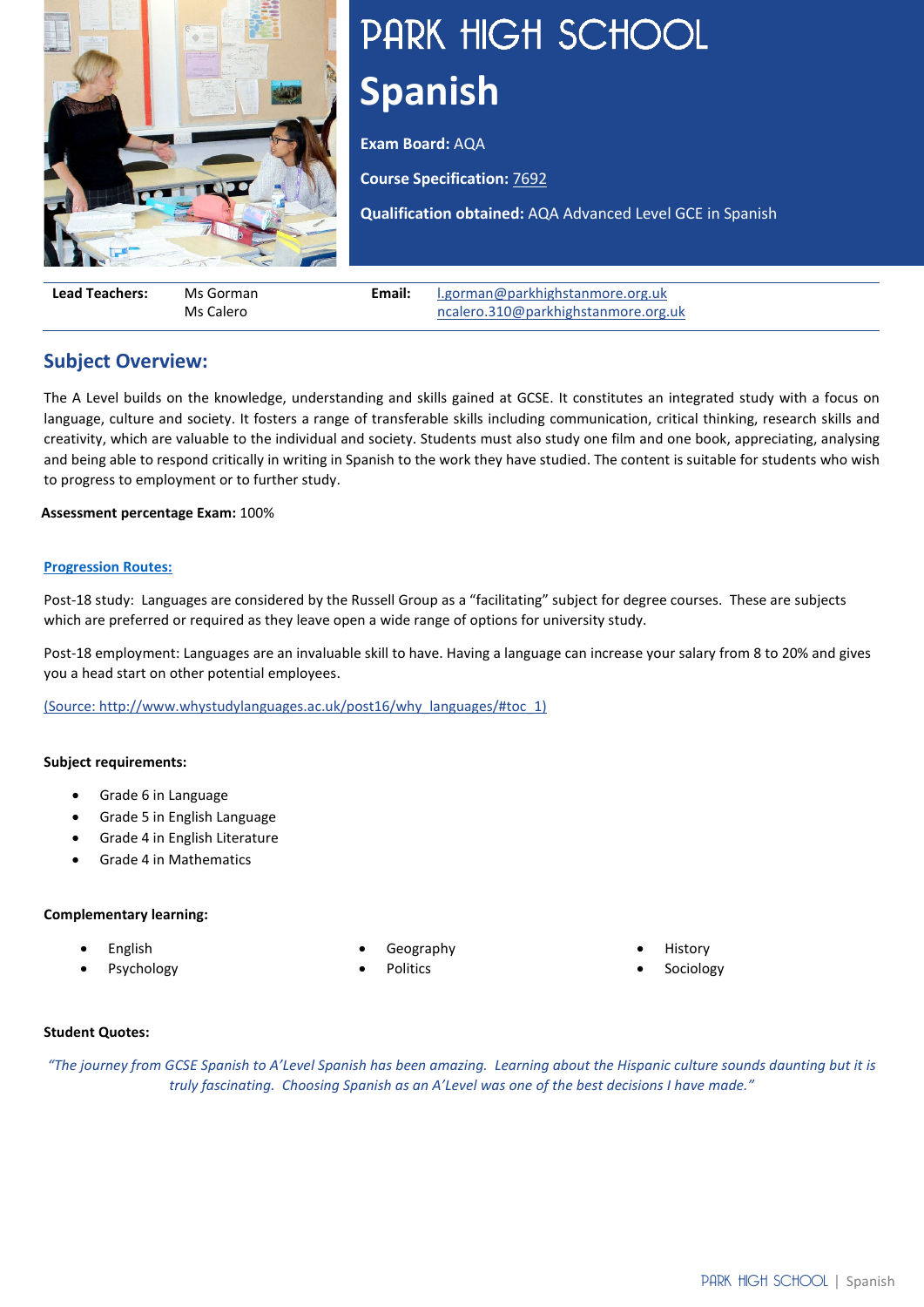# PARK HIGH SCHOOL

# Spanish

**Exam Board:** AQA

**Course Specification:** 7692

**Qualification obtained:** AQA Advanced Level GCE in Spanish

| **Lead Teachers:** | Ms Gorman<br>Ms Calero | **Email:** | l.gorman@parkhighstanmore.org.uk<br>ncalero.310@parkhighstanmore.org.uk |
|---|---|---|---|

## Subject Overview:

The A Level builds on the knowledge, understanding and skills gained at GCSE. It constitutes an integrated study with a focus on language, culture and society. It fosters a range of transferable skills including communication, critical thinking, research skills and creativity, which are valuable to the individual and society. Students must also study one film and one book, appreciating, analysing and being able to respond critically in writing in Spanish to the work they have studied. The content is suitable for students who wish to progress to employment or to further study.

**Assessment percentage Exam:** 100%

**Progression Routes:**

Post-18 study: Languages are considered by the Russell Group as a "facilitating" subject for degree courses. These are subjects which are preferred or required as they leave open a wide range of options for university study.

Post-18 employment: Languages are an invaluable skill to have. Having a language can increase your salary from 8 to 20% and gives you a head start on other potential employees.

(Source: http://www.whystudylanguages.ac.uk/post16/why_languages/#toc_1)

**Subject requirements:**

- Grade 6 in Language
- Grade 5 in English Language
- Grade 4 in English Literature
- Grade 4 in Mathematics

**Complementary learning:**

- English
- Psychology
- Geography
- Politics
- History
- Sociology

**Student Quotes:**

*"The journey from GCSE Spanish to A'Level Spanish has been amazing. Learning about the Hispanic culture sounds daunting but it is truly fascinating. Choosing Spanish as an A'Level was one of the best decisions I have made."*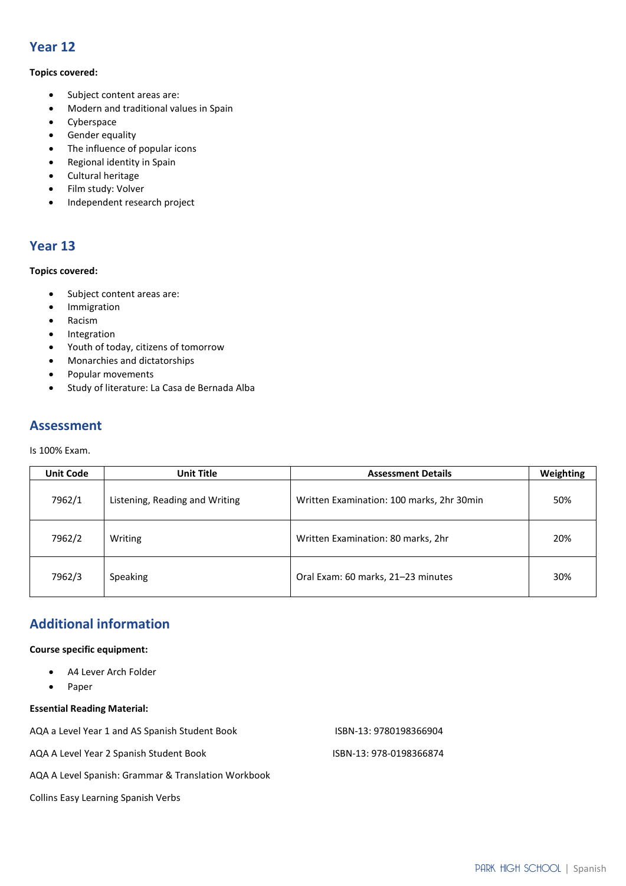## Year 12

**Topics covered:**

- Subject content areas are:
- Modern and traditional values in Spain
- Cyberspace
- Gender equality
- The influence of popular icons
- Regional identity in Spain
- Cultural heritage
- Film study: Volver
- Independent research project

## Year 13

**Topics covered:**

- Subject content areas are:
- Immigration
- Racism
- Integration
- Youth of today, citizens of tomorrow
- Monarchies and dictatorships
- Popular movements
- Study of literature: La Casa de Bernada Alba

## Assessment

Is 100% Exam.

| Unit Code | Unit Title | Assessment Details | Weighting |
|---|---|---|---|
| 7962/1 | Listening, Reading and Writing | Written Examination: 100 marks, 2hr 30min | 50% |
| 7962/2 | Writing | Written Examination: 80 marks, 2hr | 20% |
| 7962/3 | Speaking | Oral Exam: 60 marks, 21–23 minutes | 30% |

## Additional information

**Course specific equipment:**

- A4 Lever Arch Folder
- Paper

**Essential Reading Material:**

AQA a Level Year 1 and AS Spanish Student Book ISBN-13: 9780198366904

AQA A Level Year 2 Spanish Student Book ISBN-13: 978-0198366874

AQA A Level Spanish: Grammar & Translation Workbook

Collins Easy Learning Spanish Verbs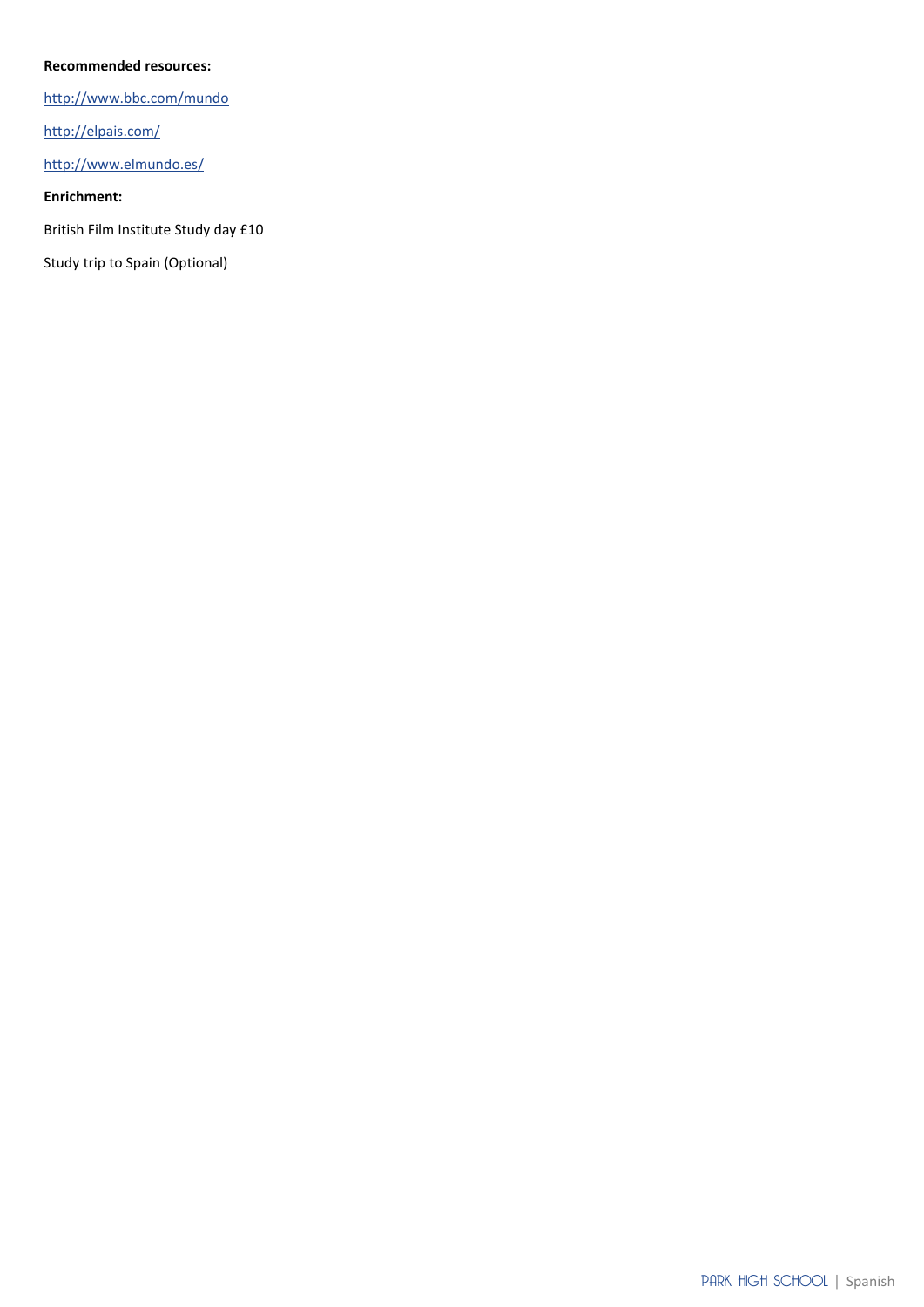**Recommended resources:**

http://www.bbc.com/mundo

http://elpais.com/

http://www.elmundo.es/

**Enrichment:**

British Film Institute Study day £10

Study trip to Spain (Optional)